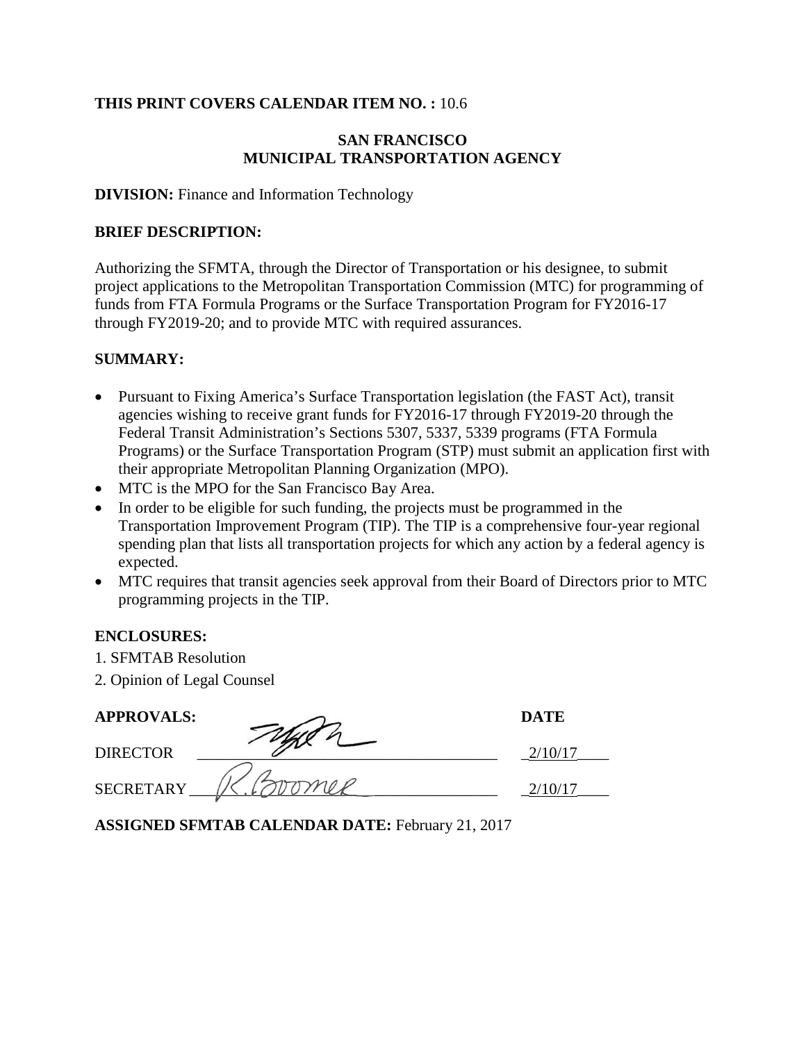**THIS PRINT COVERS CALENDAR ITEM NO. :** 10.6

**SAN FRANCISCO**
**MUNICIPAL TRANSPORTATION AGENCY**

**DIVISION:** Finance and Information Technology

**BRIEF DESCRIPTION:**

Authorizing the SFMTA, through the Director of Transportation or his designee, to submit project applications to the Metropolitan Transportation Commission (MTC) for programming of funds from FTA Formula Programs or the Surface Transportation Program for FY2016-17 through FY2019-20; and to provide MTC with required assurances.

**SUMMARY:**

- Pursuant to Fixing America's Surface Transportation legislation (the FAST Act), transit agencies wishing to receive grant funds for FY2016-17 through FY2019-20 through the Federal Transit Administration's Sections 5307, 5337, 5339 programs (FTA Formula Programs) or the Surface Transportation Program (STP) must submit an application first with their appropriate Metropolitan Planning Organization (MPO).
- MTC is the MPO for the San Francisco Bay Area.
- In order to be eligible for such funding, the projects must be programmed in the Transportation Improvement Program (TIP). The TIP is a comprehensive four-year regional spending plan that lists all transportation projects for which any action by a federal agency is expected.
- MTC requires that transit agencies seek approval from their Board of Directors prior to MTC programming projects in the TIP.

**ENCLOSURES:**

1. SFMTAB Resolution
2. Opinion of Legal Counsel

| **APPROVALS:** | | **DATE** |
|---|---|---|
| DIRECTOR | [signature] | 2/10/17 |
| SECRETARY | R. Boomer | 2/10/17 |

**ASSIGNED SFMTAB CALENDAR DATE:** February 21, 2017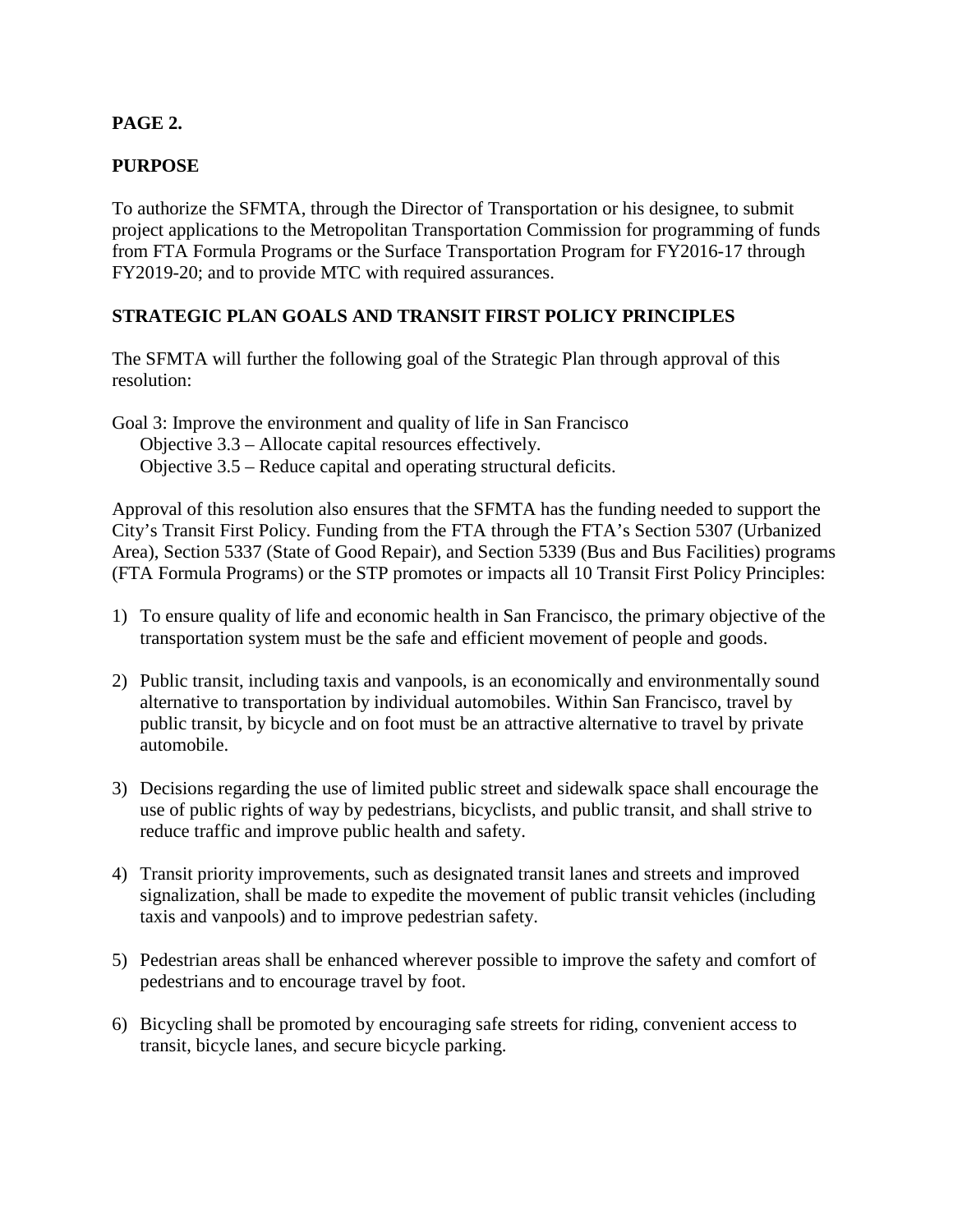**PAGE 2.**

**PURPOSE**

To authorize the SFMTA, through the Director of Transportation or his designee, to submit project applications to the Metropolitan Transportation Commission for programming of funds from FTA Formula Programs or the Surface Transportation Program for FY2016-17 through FY2019-20; and to provide MTC with required assurances.

**STRATEGIC PLAN GOALS AND TRANSIT FIRST POLICY PRINCIPLES**

The SFMTA will further the following goal of the Strategic Plan through approval of this resolution:

Goal 3: Improve the environment and quality of life in San Francisco
 Objective 3.3 – Allocate capital resources effectively.
 Objective 3.5 – Reduce capital and operating structural deficits.

Approval of this resolution also ensures that the SFMTA has the funding needed to support the City's Transit First Policy. Funding from the FTA through the FTA's Section 5307 (Urbanized Area), Section 5337 (State of Good Repair), and Section 5339 (Bus and Bus Facilities) programs (FTA Formula Programs) or the STP promotes or impacts all 10 Transit First Policy Principles:

1) To ensure quality of life and economic health in San Francisco, the primary objective of the transportation system must be the safe and efficient movement of people and goods.

2) Public transit, including taxis and vanpools, is an economically and environmentally sound alternative to transportation by individual automobiles. Within San Francisco, travel by public transit, by bicycle and on foot must be an attractive alternative to travel by private automobile.

3) Decisions regarding the use of limited public street and sidewalk space shall encourage the use of public rights of way by pedestrians, bicyclists, and public transit, and shall strive to reduce traffic and improve public health and safety.

4) Transit priority improvements, such as designated transit lanes and streets and improved signalization, shall be made to expedite the movement of public transit vehicles (including taxis and vanpools) and to improve pedestrian safety.

5) Pedestrian areas shall be enhanced wherever possible to improve the safety and comfort of pedestrians and to encourage travel by foot.

6) Bicycling shall be promoted by encouraging safe streets for riding, convenient access to transit, bicycle lanes, and secure bicycle parking.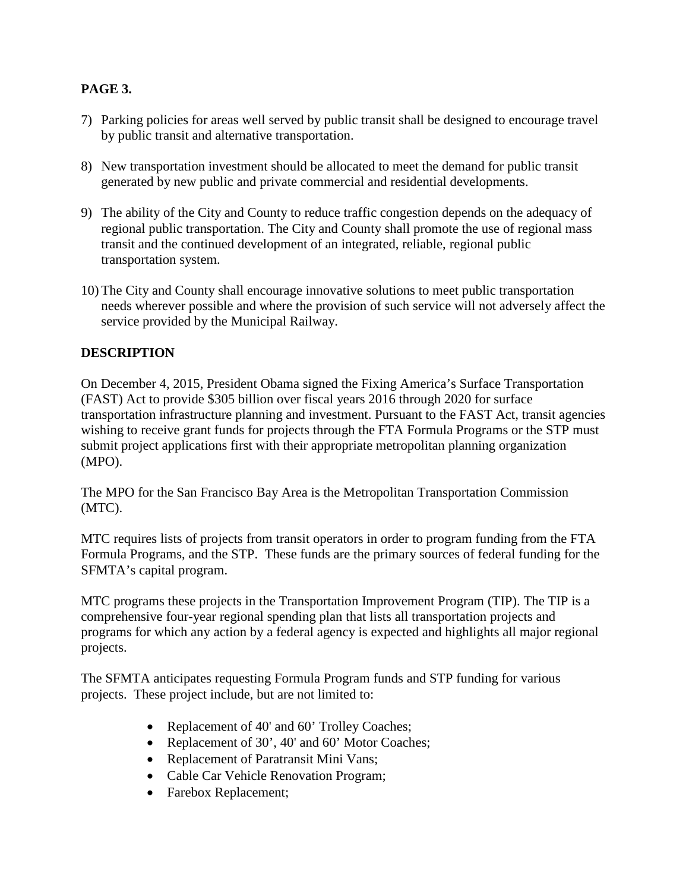**PAGE 3.**

7) Parking policies for areas well served by public transit shall be designed to encourage travel by public transit and alternative transportation.

8) New transportation investment should be allocated to meet the demand for public transit generated by new public and private commercial and residential developments.

9) The ability of the City and County to reduce traffic congestion depends on the adequacy of regional public transportation. The City and County shall promote the use of regional mass transit and the continued development of an integrated, reliable, regional public transportation system.

10) The City and County shall encourage innovative solutions to meet public transportation needs wherever possible and where the provision of such service will not adversely affect the service provided by the Municipal Railway.

**DESCRIPTION**

On December 4, 2015, President Obama signed the Fixing America's Surface Transportation (FAST) Act to provide $305 billion over fiscal years 2016 through 2020 for surface transportation infrastructure planning and investment. Pursuant to the FAST Act, transit agencies wishing to receive grant funds for projects through the FTA Formula Programs or the STP must submit project applications first with their appropriate metropolitan planning organization (MPO).

The MPO for the San Francisco Bay Area is the Metropolitan Transportation Commission (MTC).

MTC requires lists of projects from transit operators in order to program funding from the FTA Formula Programs, and the STP. These funds are the primary sources of federal funding for the SFMTA's capital program.

MTC programs these projects in the Transportation Improvement Program (TIP). The TIP is a comprehensive four-year regional spending plan that lists all transportation projects and programs for which any action by a federal agency is expected and highlights all major regional projects.

The SFMTA anticipates requesting Formula Program funds and STP funding for various projects. These project include, but are not limited to:

- Replacement of 40' and 60' Trolley Coaches;
- Replacement of 30', 40' and 60' Motor Coaches;
- Replacement of Paratransit Mini Vans;
- Cable Car Vehicle Renovation Program;
- Farebox Replacement;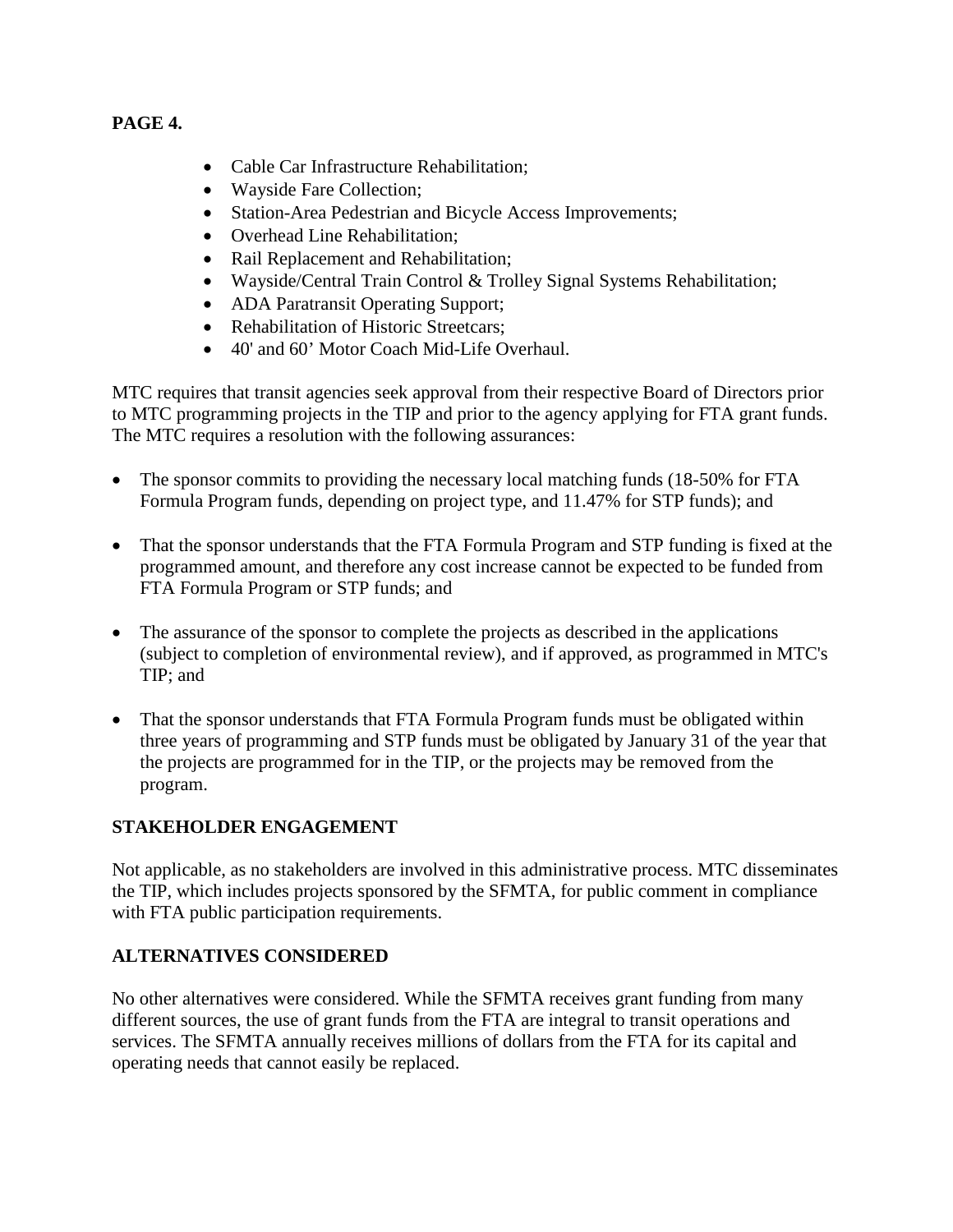**PAGE 4.**

- Cable Car Infrastructure Rehabilitation;
- Wayside Fare Collection;
- Station-Area Pedestrian and Bicycle Access Improvements;
- Overhead Line Rehabilitation;
- Rail Replacement and Rehabilitation;
- Wayside/Central Train Control & Trolley Signal Systems Rehabilitation;
- ADA Paratransit Operating Support;
- Rehabilitation of Historic Streetcars;
- 40' and 60' Motor Coach Mid-Life Overhaul.

MTC requires that transit agencies seek approval from their respective Board of Directors prior to MTC programming projects in the TIP and prior to the agency applying for FTA grant funds. The MTC requires a resolution with the following assurances:

- The sponsor commits to providing the necessary local matching funds (18-50% for FTA Formula Program funds, depending on project type, and 11.47% for STP funds); and
- That the sponsor understands that the FTA Formula Program and STP funding is fixed at the programmed amount, and therefore any cost increase cannot be expected to be funded from FTA Formula Program or STP funds; and
- The assurance of the sponsor to complete the projects as described in the applications (subject to completion of environmental review), and if approved, as programmed in MTC's TIP; and
- That the sponsor understands that FTA Formula Program funds must be obligated within three years of programming and STP funds must be obligated by January 31 of the year that the projects are programmed for in the TIP, or the projects may be removed from the program.

## STAKEHOLDER ENGAGEMENT

Not applicable, as no stakeholders are involved in this administrative process. MTC disseminates the TIP, which includes projects sponsored by the SFMTA, for public comment in compliance with FTA public participation requirements.

## ALTERNATIVES CONSIDERED

No other alternatives were considered. While the SFMTA receives grant funding from many different sources, the use of grant funds from the FTA are integral to transit operations and services. The SFMTA annually receives millions of dollars from the FTA for its capital and operating needs that cannot easily be replaced.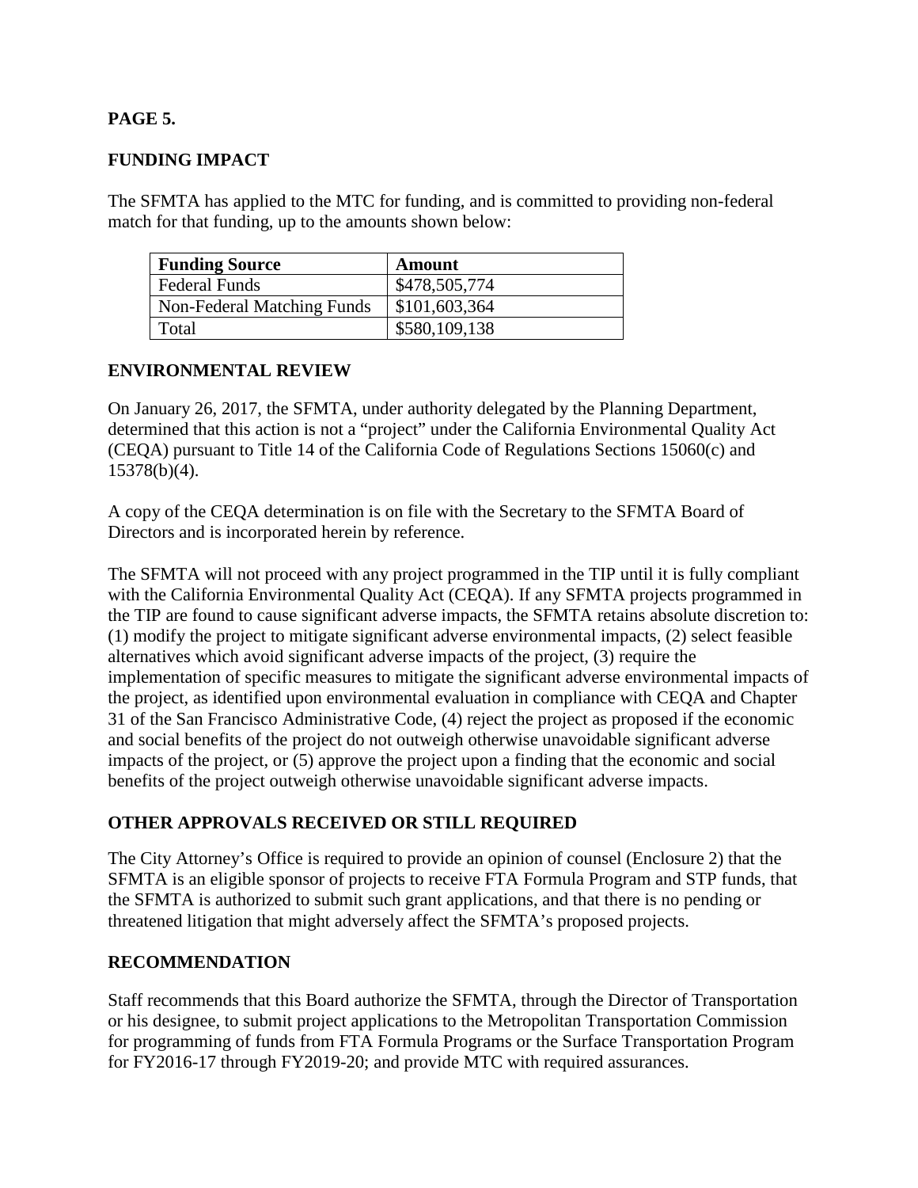**PAGE 5.**

## FUNDING IMPACT

The SFMTA has applied to the MTC for funding, and is committed to providing non-federal match for that funding, up to the amounts shown below:

| Funding Source | Amount |
|---|---|
| Federal Funds | $478,505,774 |
| Non-Federal Matching Funds | $101,603,364 |
| Total | $580,109,138 |

## ENVIRONMENTAL REVIEW

On January 26, 2017, the SFMTA, under authority delegated by the Planning Department, determined that this action is not a "project" under the California Environmental Quality Act (CEQA) pursuant to Title 14 of the California Code of Regulations Sections 15060(c) and 15378(b)(4).

A copy of the CEQA determination is on file with the Secretary to the SFMTA Board of Directors and is incorporated herein by reference.

The SFMTA will not proceed with any project programmed in the TIP until it is fully compliant with the California Environmental Quality Act (CEQA). If any SFMTA projects programmed in the TIP are found to cause significant adverse impacts, the SFMTA retains absolute discretion to: (1) modify the project to mitigate significant adverse environmental impacts, (2) select feasible alternatives which avoid significant adverse impacts of the project, (3) require the implementation of specific measures to mitigate the significant adverse environmental impacts of the project, as identified upon environmental evaluation in compliance with CEQA and Chapter 31 of the San Francisco Administrative Code, (4) reject the project as proposed if the economic and social benefits of the project do not outweigh otherwise unavoidable significant adverse impacts of the project, or (5) approve the project upon a finding that the economic and social benefits of the project outweigh otherwise unavoidable significant adverse impacts.

## OTHER APPROVALS RECEIVED OR STILL REQUIRED

The City Attorney's Office is required to provide an opinion of counsel (Enclosure 2) that the SFMTA is an eligible sponsor of projects to receive FTA Formula Program and STP funds, that the SFMTA is authorized to submit such grant applications, and that there is no pending or threatened litigation that might adversely affect the SFMTA's proposed projects.

## RECOMMENDATION

Staff recommends that this Board authorize the SFMTA, through the Director of Transportation or his designee, to submit project applications to the Metropolitan Transportation Commission for programming of funds from FTA Formula Programs or the Surface Transportation Program for FY2016-17 through FY2019-20; and provide MTC with required assurances.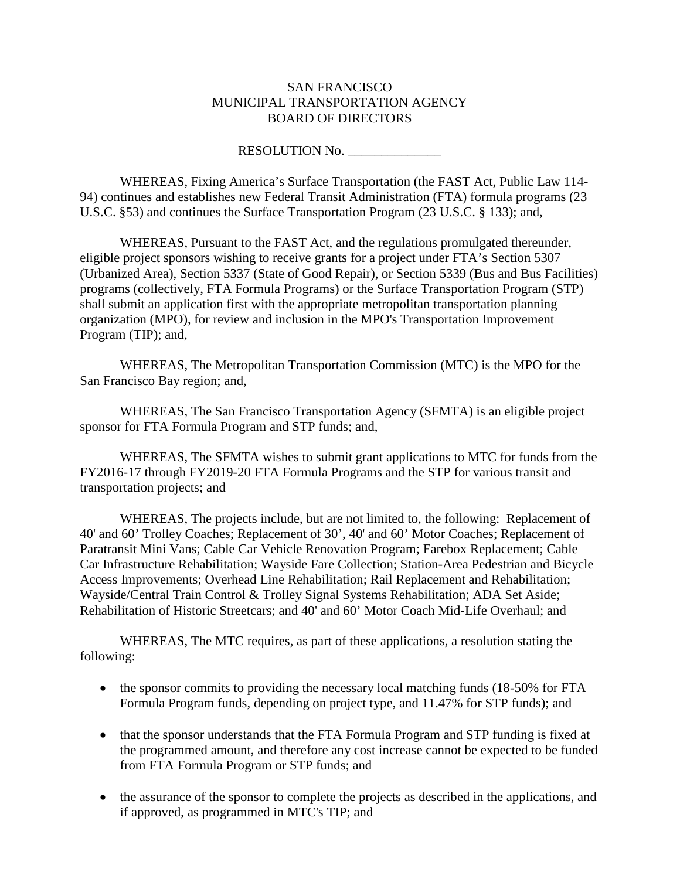SAN FRANCISCO
MUNICIPAL TRANSPORTATION AGENCY
BOARD OF DIRECTORS

RESOLUTION No. ______________

WHEREAS, Fixing America's Surface Transportation (the FAST Act, Public Law 114-94) continues and establishes new Federal Transit Administration (FTA) formula programs (23 U.S.C. §53) and continues the Surface Transportation Program (23 U.S.C. § 133); and,

WHEREAS, Pursuant to the FAST Act, and the regulations promulgated thereunder, eligible project sponsors wishing to receive grants for a project under FTA's Section 5307 (Urbanized Area), Section 5337 (State of Good Repair), or Section 5339 (Bus and Bus Facilities) programs (collectively, FTA Formula Programs) or the Surface Transportation Program (STP) shall submit an application first with the appropriate metropolitan transportation planning organization (MPO), for review and inclusion in the MPO's Transportation Improvement Program (TIP); and,

WHEREAS, The Metropolitan Transportation Commission (MTC) is the MPO for the San Francisco Bay region; and,

WHEREAS, The San Francisco Transportation Agency (SFMTA) is an eligible project sponsor for FTA Formula Program and STP funds; and,

WHEREAS, The SFMTA wishes to submit grant applications to MTC for funds from the FY2016-17 through FY2019-20 FTA Formula Programs and the STP for various transit and transportation projects; and

WHEREAS, The projects include, but are not limited to, the following: Replacement of 40' and 60' Trolley Coaches; Replacement of 30', 40' and 60' Motor Coaches; Replacement of Paratransit Mini Vans; Cable Car Vehicle Renovation Program; Farebox Replacement; Cable Car Infrastructure Rehabilitation; Wayside Fare Collection; Station-Area Pedestrian and Bicycle Access Improvements; Overhead Line Rehabilitation; Rail Replacement and Rehabilitation; Wayside/Central Train Control & Trolley Signal Systems Rehabilitation; ADA Set Aside; Rehabilitation of Historic Streetcars; and 40' and 60' Motor Coach Mid-Life Overhaul; and

WHEREAS, The MTC requires, as part of these applications, a resolution stating the following:

- the sponsor commits to providing the necessary local matching funds (18-50% for FTA Formula Program funds, depending on project type, and 11.47% for STP funds); and

- that the sponsor understands that the FTA Formula Program and STP funding is fixed at the programmed amount, and therefore any cost increase cannot be expected to be funded from FTA Formula Program or STP funds; and

- the assurance of the sponsor to complete the projects as described in the applications, and if approved, as programmed in MTC's TIP; and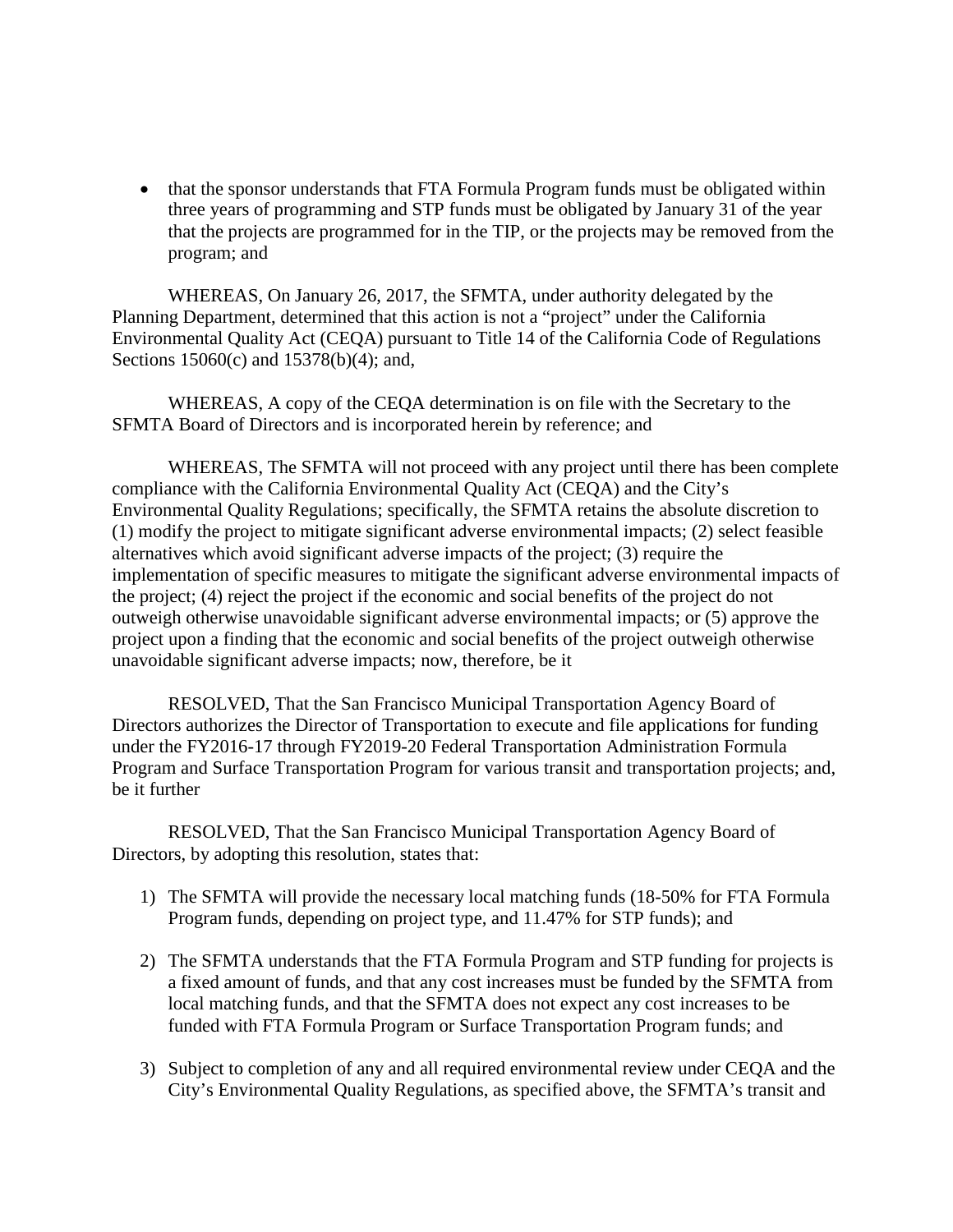- that the sponsor understands that FTA Formula Program funds must be obligated within three years of programming and STP funds must be obligated by January 31 of the year that the projects are programmed for in the TIP, or the projects may be removed from the program; and

WHEREAS, On January 26, 2017, the SFMTA, under authority delegated by the Planning Department, determined that this action is not a "project" under the California Environmental Quality Act (CEQA) pursuant to Title 14 of the California Code of Regulations Sections 15060(c) and 15378(b)(4); and,

WHEREAS, A copy of the CEQA determination is on file with the Secretary to the SFMTA Board of Directors and is incorporated herein by reference; and

WHEREAS, The SFMTA will not proceed with any project until there has been complete compliance with the California Environmental Quality Act (CEQA) and the City's Environmental Quality Regulations; specifically, the SFMTA retains the absolute discretion to (1) modify the project to mitigate significant adverse environmental impacts; (2) select feasible alternatives which avoid significant adverse impacts of the project; (3) require the implementation of specific measures to mitigate the significant adverse environmental impacts of the project; (4) reject the project if the economic and social benefits of the project do not outweigh otherwise unavoidable significant adverse environmental impacts; or (5) approve the project upon a finding that the economic and social benefits of the project outweigh otherwise unavoidable significant adverse impacts; now, therefore, be it

RESOLVED, That the San Francisco Municipal Transportation Agency Board of Directors authorizes the Director of Transportation to execute and file applications for funding under the FY2016-17 through FY2019-20 Federal Transportation Administration Formula Program and Surface Transportation Program for various transit and transportation projects; and, be it further

RESOLVED, That the San Francisco Municipal Transportation Agency Board of Directors, by adopting this resolution, states that:

1) The SFMTA will provide the necessary local matching funds (18-50% for FTA Formula Program funds, depending on project type, and 11.47% for STP funds); and

2) The SFMTA understands that the FTA Formula Program and STP funding for projects is a fixed amount of funds, and that any cost increases must be funded by the SFMTA from local matching funds, and that the SFMTA does not expect any cost increases to be funded with FTA Formula Program or Surface Transportation Program funds; and

3) Subject to completion of any and all required environmental review under CEQA and the City's Environmental Quality Regulations, as specified above, the SFMTA's transit and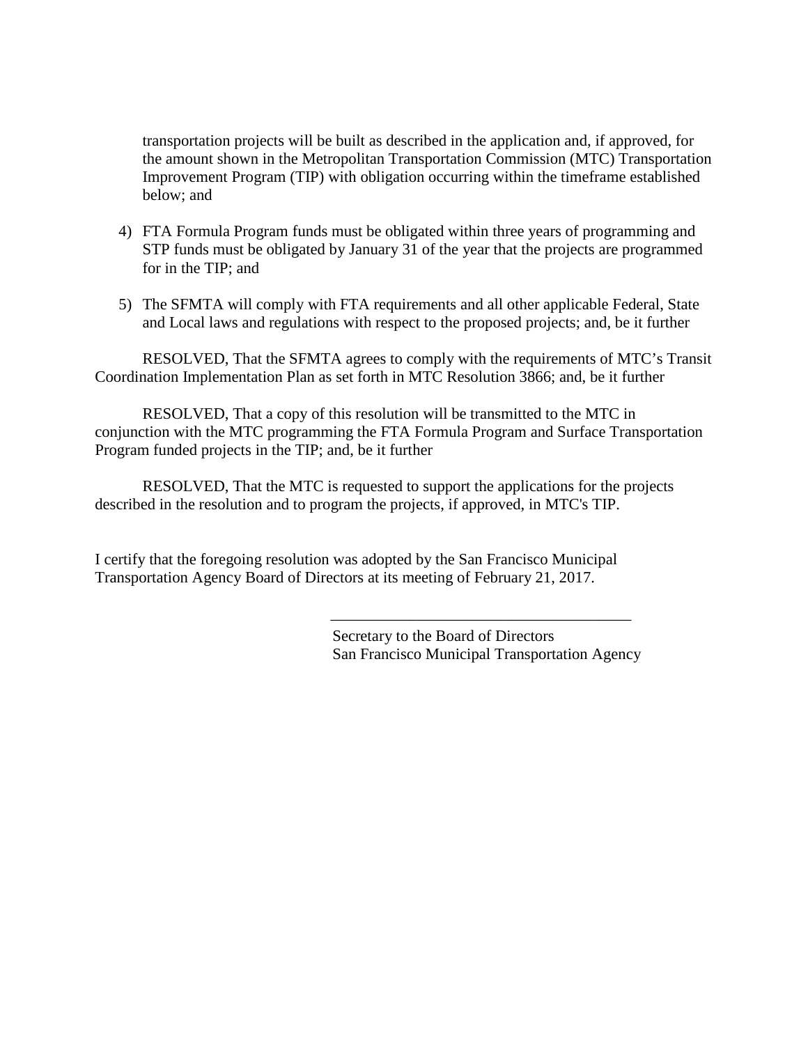transportation projects will be built as described in the application and, if approved, for the amount shown in the Metropolitan Transportation Commission (MTC) Transportation Improvement Program (TIP) with obligation occurring within the timeframe established below; and

4) FTA Formula Program funds must be obligated within three years of programming and STP funds must be obligated by January 31 of the year that the projects are programmed for in the TIP; and

5) The SFMTA will comply with FTA requirements and all other applicable Federal, State and Local laws and regulations with respect to the proposed projects; and, be it further

RESOLVED, That the SFMTA agrees to comply with the requirements of MTC's Transit Coordination Implementation Plan as set forth in MTC Resolution 3866; and, be it further

RESOLVED, That a copy of this resolution will be transmitted to the MTC in conjunction with the MTC programming the FTA Formula Program and Surface Transportation Program funded projects in the TIP; and, be it further

RESOLVED, That the MTC is requested to support the applications for the projects described in the resolution and to program the projects, if approved, in MTC's TIP.

I certify that the foregoing resolution was adopted by the San Francisco Municipal Transportation Agency Board of Directors at its meeting of February 21, 2017.

______________________________________

Secretary to the Board of Directors
San Francisco Municipal Transportation Agency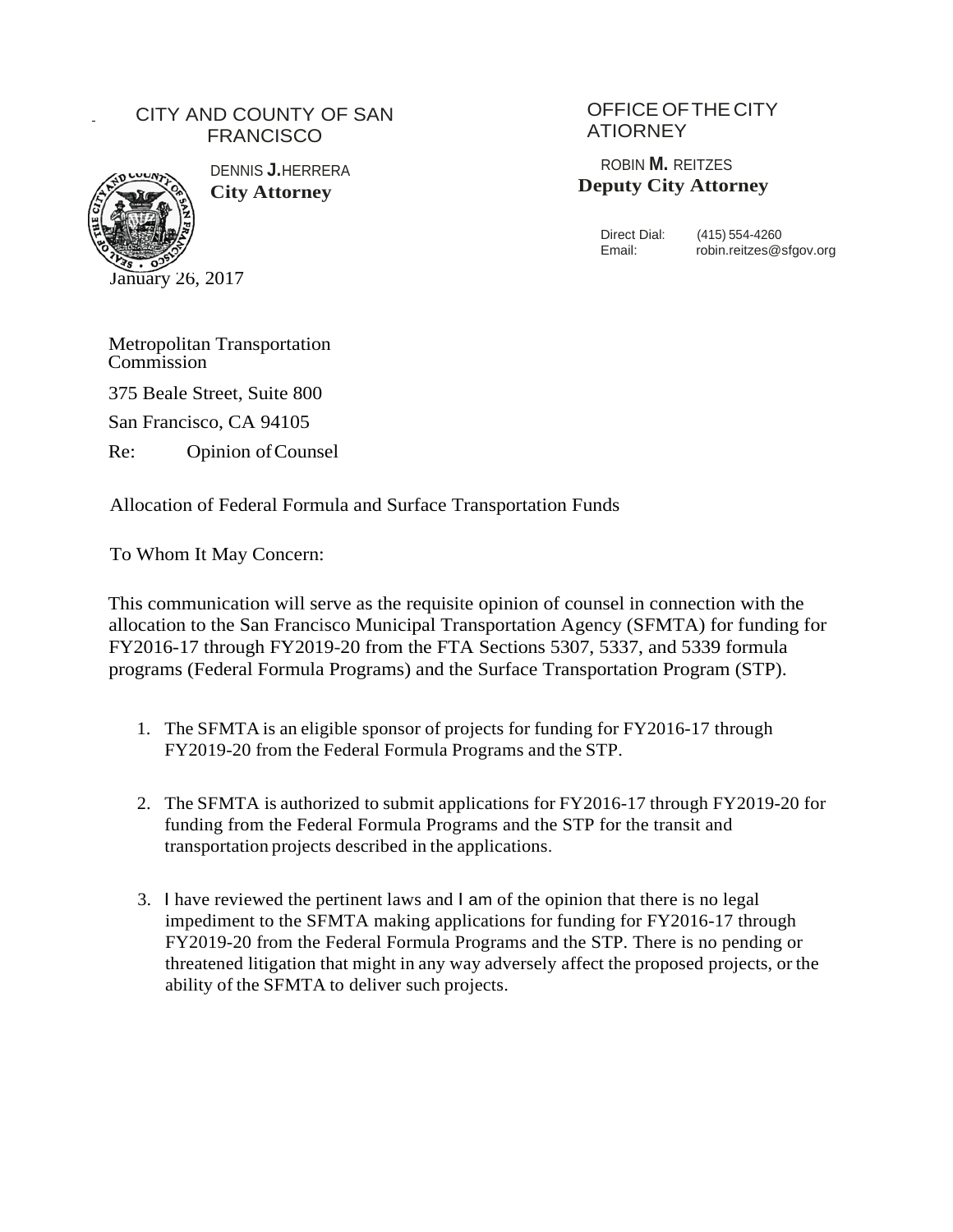CITY AND COUNTY OF SAN FRANCISCO

OFFICE OF THE CITY ATIORNEY

DENNIS **J.** HERRERA
**City Attorney**

ROBIN **M.** REITZES
**Deputy City Attorney**

Direct Dial: (415) 554-4260
Email: robin.reitzes@sfgov.org

January 26, 2017

Metropolitan Transportation Commission

375 Beale Street, Suite 800

San Francisco, CA 94105

Re: Opinion of Counsel

Allocation of Federal Formula and Surface Transportation Funds

To Whom It May Concern:

This communication will serve as the requisite opinion of counsel in connection with the allocation to the San Francisco Municipal Transportation Agency (SFMTA) for funding for FY2016-17 through FY2019-20 from the FTA Sections 5307, 5337, and 5339 formula programs (Federal Formula Programs) and the Surface Transportation Program (STP).

1. The SFMTA is an eligible sponsor of projects for funding for FY2016-17 through FY2019-20 from the Federal Formula Programs and the STP.
2. The SFMTA is authorized to submit applications for FY2016-17 through FY2019-20 for funding from the Federal Formula Programs and the STP for the transit and transportation projects described in the applications.
3. I have reviewed the pertinent laws and I am of the opinion that there is no legal impediment to the SFMTA making applications for funding for FY2016-17 through FY2019-20 from the Federal Formula Programs and the STP. There is no pending or threatened litigation that might in any way adversely affect the proposed projects, or the ability of the SFMTA to deliver such projects.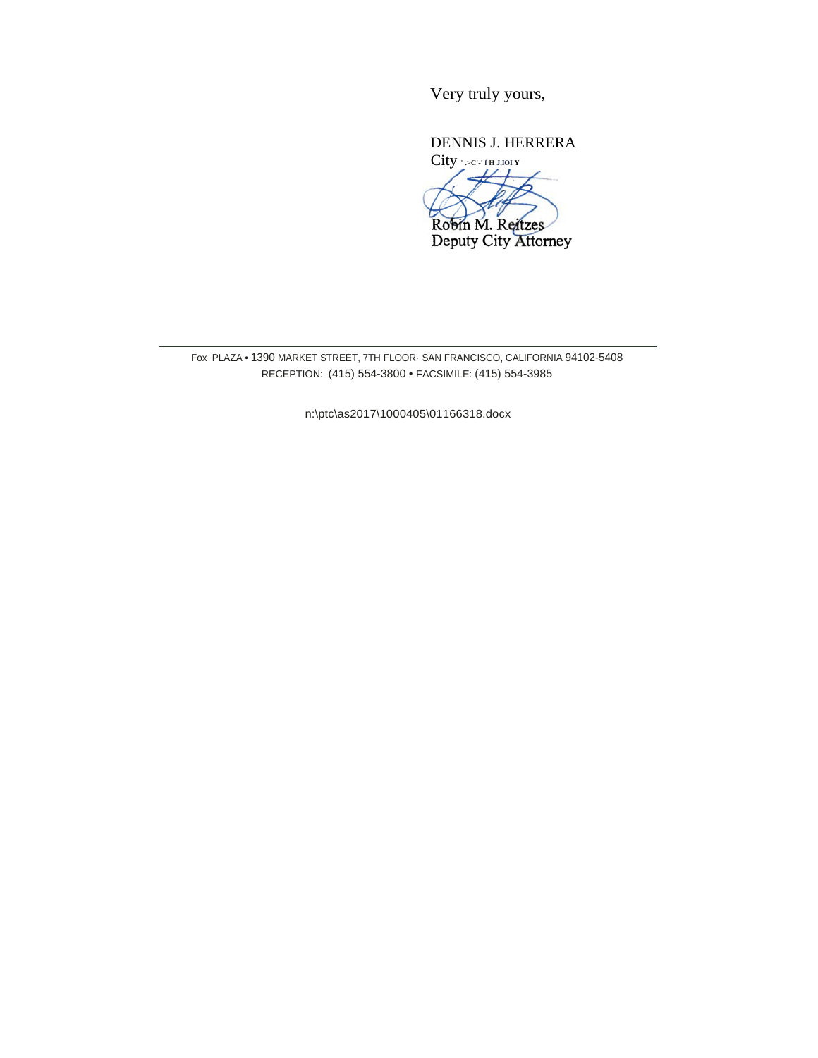Very truly yours,

DENNIS J. HERRERA
City ' .>C'-' f H J,IOI Y

Robin M. Reitzes
Deputy City Attorney

---

Fox PLAZA • 1390 MARKET STREET, 7TH FLOOR· SAN FRANCISCO, CALIFORNIA 94102-5408
RECEPTION: (415) 554-3800 • FACSIMILE: (415) 554-3985

n:\ptc\as2017\1000405\01166318.docx